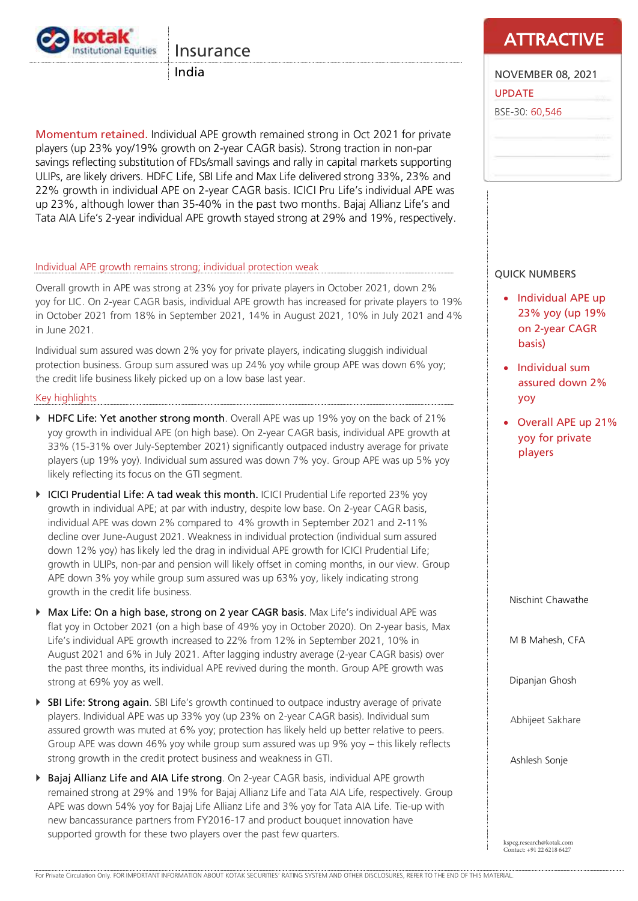# Insurance

India

**ATTRACTIVE**

NOVEMBER 08, 2021

UPDATE

BSE-30: 60,546

**Momentum retained.** Individual APE growth remained strong in Oct 2021 for private players (up 23% yoy/19% growth on 2-year CAGR basis). Strong traction in non-par savings reflecting substitution of FDs/small savings and rally in capital markets supporting ULIPs, are likely drivers. HDFC Life, SBI Life and Max Life delivered strong 33%, 23% and 22% growth in individual APE on 2-year CAGR basis. ICICI Pru Life's individual APE was up 23%, although lower than 35-40% in the past two months. Bajaj Allianz Life's and Tata AIA Life's 2-year individual APE growth stayed strong at 29% and 19%, respectively.

## Individual APE growth remains strong; individual protection weak

Overall growth in APE was strong at 23% yoy for private players in October 2021, down 2% yoy for LIC. On 2-year CAGR basis, individual APE growth has increased for private players to 19% in October 2021 from 18% in September 2021, 14% in August 2021, 10% in July 2021 and 4% in June 2021.

Individual sum assured was down 2% yoy for private players, indicating sluggish individual protection business. Group sum assured was up 24% yoy while group APE was down 6% yoy; the credit life business likely picked up on a low base last year.

## Key highlights

- **HDFC Life: Yet another strong month**. Overall APE was up 19% yoy on the back of 21% yoy growth in individual APE (on high base). On 2-year CAGR basis, individual APE growth at 33% (15-31% over July-September 2021) significantly outpaced industry average for private players (up 19% yoy). Individual sum assured was down 7% yoy. Group APE was up 5% yoy likely reflecting its focus on the GTI segment.
- **ICICI Prudential Life: A tad weak this month.** ICICI Prudential Life reported 23% yoy growth in individual APE; at par with industry, despite low base. On 2-year CAGR basis, individual APE was down 2% compared to 4% growth in September 2021 and 2-11% decline over June-August 2021. Weakness in individual protection (individual sum assured down 12% yoy) has likely led the drag in individual APE growth for ICICI Prudential Life; growth in ULIPs, non-par and pension will likely offset in coming months, in our view. Group APE down 3% yoy while group sum assured was up 63% yoy, likely indicating strong growth in the credit life business.
- **Max Life: On a high base, strong on 2 year CAGR basis**. Max Life's individual APE was flat yoy in October 2021 (on a high base of 49% yoy in October 2020). On 2-year basis, Max Life's individual APE growth increased to 22% from 12% in September 2021, 10% in August 2021 and 6% in July 2021. After lagging industry average (2-year CAGR basis) over the past three months, its individual APE revived during the month. Group APE growth was strong at 69% yoy as well.
- **SBI Life: Strong again**. SBI Life's growth continued to outpace industry average of private players. Individual APE was up 33% yoy (up 23% on 2-year CAGR basis). Individual sum assured growth was muted at 6% yoy; protection has likely held up better relative to peers. Group APE was down 46% yoy while group sum assured was up 9% yoy – this likely reflects strong growth in the credit protect business and weakness in GTI.
- **Bajaj Allianz Life and AIA Life strong**. On 2-year CAGR basis, individual APE growth remained strong at 29% and 19% for Bajaj Allianz Life and Tata AIA Life, respectively. Group APE was down 54% yoy for Bajaj Life Allianz Life and 3% yoy for Tata AIA Life. Tie-up with new bancassurance partners from FY2016-17 and product bouquet innovation have supported growth for these two players over the past few quarters.

## QUICK NUMBERS

- Individual APE up 23% yoy (up 19% on 2-year CAGR basis)
- Individual sum assured down 2% yoy
- Overall APE up 21% yoy for private players

Nischint Chawathe

M B Mahesh, CFA

Dipanjan Ghosh

Abhijeet Sakhare

Ashlesh Sonje

kspcg.research@kotak.com
Contact: +91 22 6218 6427

For Private Circulation Only. FOR IMPORTANT INFORMATION ABOUT KOTAK SECURITIES' RATING SYSTEM AND OTHER DISCLOSURES, REFER TO THE END OF THIS MATERIAL.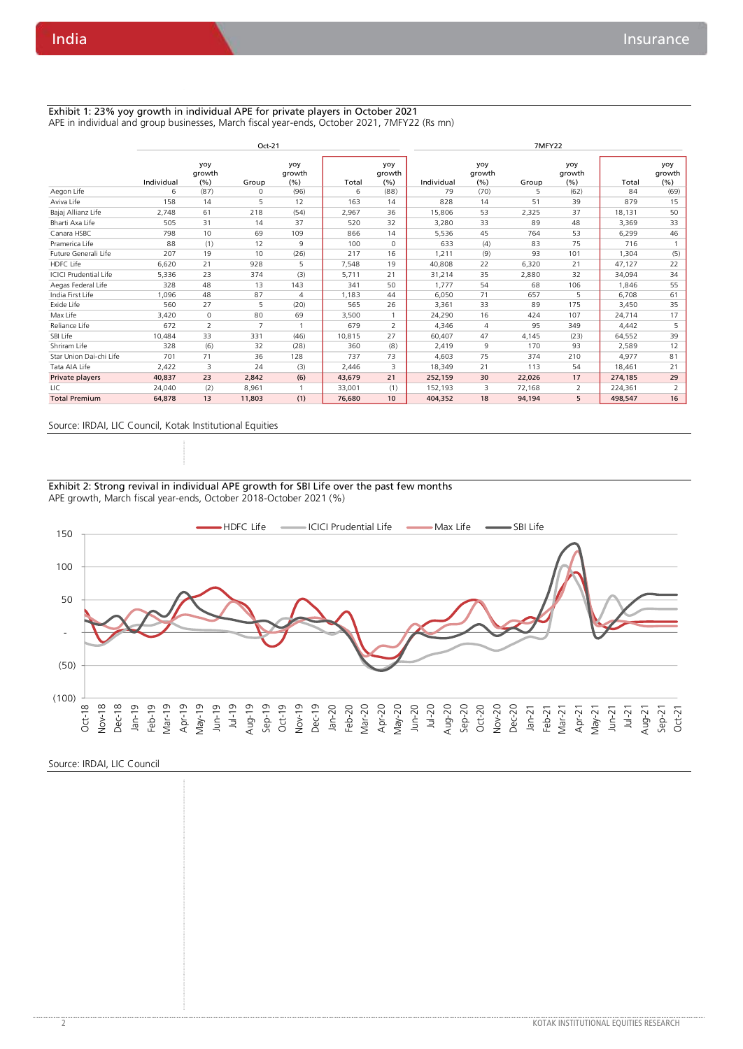## Exhibit 1: 23% yoy growth in individual APE for private players in October 2021

APE in individual and group businesses, March fiscal year-ends, October 2021, 7MFY22 (Rs mn)

| | Oct-21 | | | | | | 7MFY22 | | | | | |
|---|---|---|---|---|---|---|---|---|---|---|---|---|
| | Individual | yoy growth (%) | Group | yoy growth (%) | Total | yoy growth (%) | Individual | yoy growth (%) | Group | yoy growth (%) | Total | yoy growth (%) |
| Aegon Life | 6 | (87) | 0 | (96) | 6 | (88) | 79 | (70) | 5 | (62) | 84 | (69) |
| Aviva Life | 158 | 14 | 5 | 12 | 163 | 14 | 828 | 14 | 51 | 39 | 879 | 15 |
| Bajaj Allianz Life | 2,748 | 61 | 218 | (54) | 2,967 | 36 | 15,806 | 53 | 2,325 | 37 | 18,131 | 50 |
| Bharti Axa Life | 505 | 31 | 14 | 37 | 520 | 32 | 3,280 | 33 | 89 | 48 | 3,369 | 33 |
| Canara HSBC | 798 | 10 | 69 | 109 | 866 | 14 | 5,536 | 45 | 764 | 53 | 6,299 | 46 |
| Pramerica Life | 88 | (1) | 12 | 9 | 100 | 0 | 633 | (4) | 83 | 75 | 716 | 1 |
| Future Generali Life | 207 | 19 | 10 | (26) | 217 | 16 | 1,211 | (9) | 93 | 101 | 1,304 | (5) |
| HDFC Life | 6,620 | 21 | 928 | 5 | 7,548 | 19 | 40,808 | 22 | 6,320 | 21 | 47,127 | 22 |
| ICICI Prudential Life | 5,336 | 23 | 374 | (3) | 5,711 | 21 | 31,214 | 35 | 2,880 | 32 | 34,094 | 34 |
| Aegas Federal Life | 328 | 48 | 13 | 143 | 341 | 50 | 1,777 | 54 | 68 | 106 | 1,846 | 55 |
| India First Life | 1,096 | 48 | 87 | 4 | 1,183 | 44 | 6,050 | 71 | 657 | 5 | 6,708 | 61 |
| Exide Life | 560 | 27 | 5 | (20) | 565 | 26 | 3,361 | 33 | 89 | 175 | 3,450 | 35 |
| Max Life | 3,420 | 0 | 80 | 69 | 3,500 | 1 | 24,290 | 16 | 424 | 107 | 24,714 | 17 |
| Reliance Life | 672 | 2 | 7 | 1 | 679 | 2 | 4,346 | 4 | 95 | 349 | 4,442 | 5 |
| SBI Life | 10,484 | 33 | 331 | (46) | 10,815 | 27 | 60,407 | 47 | 4,145 | (23) | 64,552 | 39 |
| Shriram Life | 328 | (6) | 32 | (28) | 360 | (8) | 2,419 | 9 | 170 | 93 | 2,589 | 12 |
| Star Union Dai-chi Life | 701 | 71 | 36 | 128 | 737 | 73 | 4,603 | 75 | 374 | 210 | 4,977 | 81 |
| Tata AIA Life | 2,422 | 3 | 24 | (3) | 2,446 | 3 | 18,349 | 21 | 113 | 54 | 18,461 | 21 |
| **Private players** | **40,837** | **23** | **2,842** | **(6)** | **43,679** | **21** | **252,159** | **30** | **22,026** | **17** | **274,185** | **29** |
| LIC | 24,040 | (2) | 8,961 | 1 | 33,001 | (1) | 152,193 | 3 | 72,168 | 2 | 224,361 | 2 |
| **Total Premium** | **64,878** | **13** | **11,803** | **(1)** | **76,680** | **10** | **404,352** | **18** | **94,194** | **5** | **498,547** | **16** |

Source: IRDAI, LIC Council, Kotak Institutional Equities

## Exhibit 2: Strong revival in individual APE growth for SBI Life over the past few months

APE growth, March fiscal year-ends, October 2018-October 2021 (%)

Source: IRDAI, LIC Council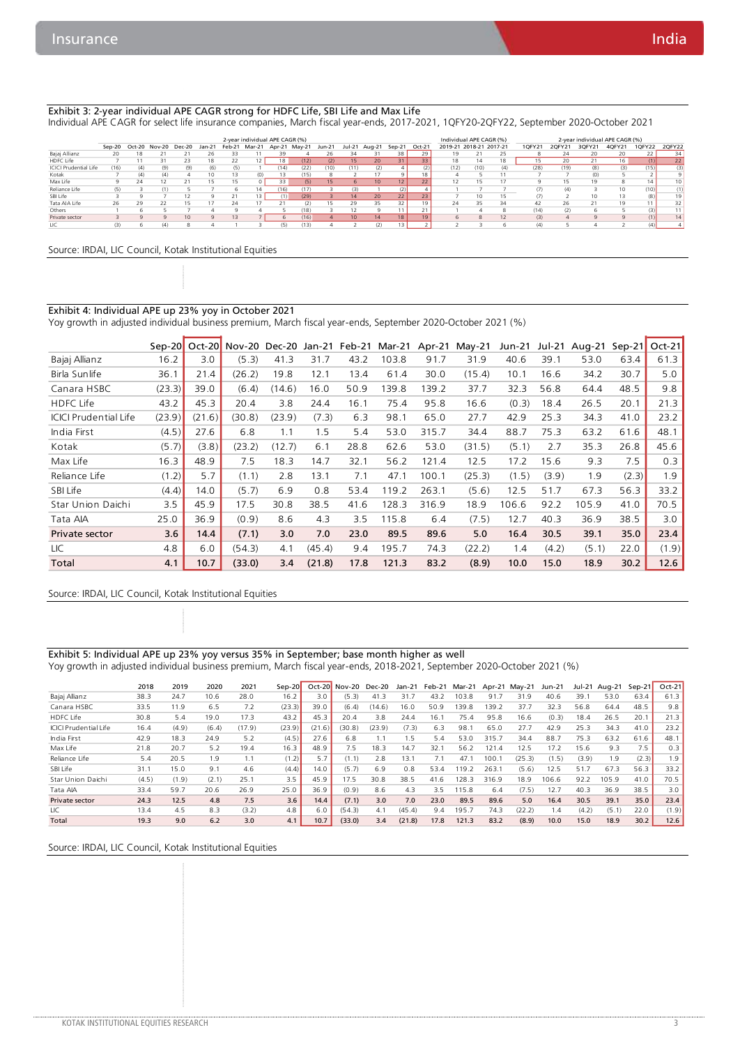### Exhibit 3: 2-year individual APE CAGR strong for HDFC Life, SBI Life and Max Life

Individual APE CAGR for select life insurance companies, March fiscal year-ends, 2017-2021, 1QFY20-2QFY22, September 2020-October 2021

| | 2-year individual APE CAGR (%) | | | | | | | | | | | | | | | Individual APE CAGR (%) | | | 2-year individual APE CAGR (%) | | | | | |
|---|---|---|---|---|---|---|---|---|---|---|---|---|---|---|---|---|---|---|---|---|---|---|---|---|
| | Sep-20 | Oct-20 | Nov-20 | Dec-20 | Jan-21 | Feb-21 | Mar-21 | Apr-21 | May-21 | Jun-21 | Jul-21 | Aug-21 | Sep-21 | Oct-21 | | 2019-21 | 2018-21 | 2017-21 | 1QFY21 | 2QFY21 | 3QFY21 | 4QFY21 | 1QFY22 | 2QFY22 |
| Bajaj Allianz | 20 | 18 | 21 | 21 | 26 | 33 | 11 | 39 | 4 | 26 | 34 | 31 | 38 | 29 | | 19 | 21 | 25 | 8 | 24 | 20 | 20 | 22 | 34 |
| HDFC Life | 7 | 11 | 31 | 23 | 18 | 22 | 12 | 18 | (12) | (2) | 15 | 20 | 31 | 33 | | 18 | 14 | 18 | 15 | 20 | 21 | 16 | (1) | 22 |
| ICICI Prudential Life | (16) | (4) | (9) | (9) | (6) | (5) | 1 | (14) | (22) | (10) | (11) | (2) | 4 | (2) | | (12) | (10) | (4) | (28) | (19) | (8) | (3) | (15) | (3) |
| Kotak | 7 | (4) | (4) | 4 | 10 | 13 | (0) | 13 | (15) | 8 | 2 | 17 | 9 | 18 | | 4 | 5 | 11 | 7 | 7 | (0) | 5 | 2 | 9 |
| Max Life | 9 | 24 | 12 | 21 | 15 | 15 | 0 | 33 | (5) | 15 | 6 | 10 | 12 | 22 | | 12 | 15 | 17 | 9 | 15 | 19 | 8 | 14 | 10 |
| Reliance Life | (5) | 3 | (1) | 5 | 7 | 6 | 14 | (16) | (17) | 3 | (3) | 1 | (2) | 4 | | 1 | 7 | 7 | (7) | (4) | 3 | 10 | (10) | (1) |
| SBI Life | 3 | 9 | 7 | 12 | 9 | 21 | 13 | (1) | (29) | 3 | 14 | 20 | 22 | 23 | | 7 | 10 | 15 | (7) | 2 | 10 | 13 | (8) | 19 |
| Tata AIA Life | 26 | 29 | 22 | 15 | 17 | 24 | 17 | 21 | (2) | 15 | 29 | 35 | 32 | 19 | | 24 | 35 | 34 | 42 | 26 | 21 | 19 | 11 | 32 |
| Others | 1 | 6 | 5 | 7 | 4 | 9 | 4 | 5 | (18) | 3 | 12 | 9 | 11 | 21 | | 1 | 4 | 8 | (14) | (2) | 6 | 5 | (3) | 11 |
| Private sector | 3 | 9 | 9 | 10 | 9 | 13 | 7 | 6 | (16) | 4 | 10 | 14 | 18 | 19 | | 6 | 8 | 12 | (3) | 4 | 9 | 9 | (1) | 14 |
| LIC | (3) | 6 | (4) | 8 | 4 | 1 | 3 | (5) | (13) | 4 | 2 | (2) | 13 | 2 | | 2 | 3 | 6 | (4) | 5 | 4 | 2 | (4) | 4 |

Source: IRDAI, LIC Council, Kotak Institutional Equities

### Exhibit 4: Individual APE up 23% yoy in October 2021

Yoy growth in adjusted individual business premium, March fiscal year-ends, September 2020-October 2021 (%)

| | Sep-20 | Oct-20 | Nov-20 | Dec-20 | Jan-21 | Feb-21 | Mar-21 | Apr-21 | May-21 | Jun-21 | Jul-21 | Aug-21 | Sep-21 | Oct-21 |
|---|---|---|---|---|---|---|---|---|---|---|---|---|---|---|
| Bajaj Allianz | 16.2 | 3.0 | (5.3) | 41.3 | 31.7 | 43.2 | 103.8 | 91.7 | 31.9 | 40.6 | 39.1 | 53.0 | 63.4 | 61.3 |
| Birla Sunlife | 36.1 | 21.4 | (26.2) | 19.8 | 12.1 | 13.4 | 61.4 | 30.0 | (15.4) | 10.1 | 16.6 | 34.2 | 30.7 | 5.0 |
| Canara HSBC | (23.3) | 39.0 | (6.4) | (14.6) | 16.0 | 50.9 | 139.8 | 139.2 | 37.7 | 32.3 | 56.8 | 64.4 | 48.5 | 9.8 |
| HDFC Life | 43.2 | 45.3 | 20.4 | 3.8 | 24.4 | 16.1 | 75.4 | 95.8 | 16.6 | (0.3) | 18.4 | 26.5 | 20.1 | 21.3 |
| ICICI Prudential Life | (23.9) | (21.6) | (30.8) | (23.9) | (7.3) | 6.3 | 98.1 | 65.0 | 27.7 | 42.9 | 25.3 | 34.3 | 41.0 | 23.2 |
| India First | (4.5) | 27.6 | 6.8 | 1.1 | 1.5 | 5.4 | 53.0 | 315.7 | 34.4 | 88.7 | 75.3 | 63.2 | 61.6 | 48.1 |
| Kotak | (5.7) | (3.8) | (23.2) | (12.7) | 6.1 | 28.8 | 62.6 | 53.0 | (31.5) | (5.1) | 2.7 | 35.3 | 26.8 | 45.6 |
| Max Life | 16.3 | 48.9 | 7.5 | 18.3 | 14.7 | 32.1 | 56.2 | 121.4 | 12.5 | 17.2 | 15.6 | 9.3 | 7.5 | 0.3 |
| Reliance Life | (1.2) | 5.7 | (1.1) | 2.8 | 13.1 | 7.1 | 47.1 | 100.1 | (25.3) | (1.5) | (3.9) | 1.9 | (2.3) | 1.9 |
| SBI Life | (4.4) | 14.0 | (5.7) | 6.9 | 0.8 | 53.4 | 119.2 | 263.1 | (5.6) | 12.5 | 51.7 | 67.3 | 56.3 | 33.2 |
| Star Union Daichi | 3.5 | 45.9 | 17.5 | 30.8 | 38.5 | 41.6 | 128.3 | 316.9 | 18.9 | 106.6 | 92.2 | 105.9 | 41.0 | 70.5 |
| Tata AIA | 25.0 | 36.9 | (0.9) | 8.6 | 4.3 | 3.5 | 115.8 | 6.4 | (7.5) | 12.7 | 40.3 | 36.9 | 38.5 | 3.0 |
| **Private sector** | **3.6** | **14.4** | **(7.1)** | **3.0** | **7.0** | **23.0** | **89.5** | **89.6** | **5.0** | **16.4** | **30.5** | **39.1** | **35.0** | **23.4** |
| LIC | 4.8 | 6.0 | (54.3) | 4.1 | (45.4) | 9.4 | 195.7 | 74.3 | (22.2) | 1.4 | (4.2) | (5.1) | 22.0 | (1.9) |
| **Total** | **4.1** | **10.7** | **(33.0)** | **3.4** | **(21.8)** | **17.8** | **121.3** | **83.2** | **(8.9)** | **10.0** | **15.0** | **18.9** | **30.2** | **12.6** |

Source: IRDAI, LIC Council, Kotak Institutional Equities

### Exhibit 5: Individual APE up 23% yoy versus 35% in September; base month higher as well

Yoy growth in adjusted individual business premium, March fiscal year-ends, 2018-2021, September 2020-October 2021 (%)

| | 2018 | 2019 | 2020 | 2021 | Sep-20 | Oct-20 | Nov-20 | Dec-20 | Jan-21 | Feb-21 | Mar-21 | Apr-21 | May-21 | Jun-21 | Jul-21 | Aug-21 | Sep-21 | Oct-21 |
|---|---|---|---|---|---|---|---|---|---|---|---|---|---|---|---|---|---|---|
| Bajaj Allianz | 38.3 | 24.7 | 10.6 | 28.0 | 16.2 | 3.0 | (5.3) | 41.3 | 31.7 | 43.2 | 103.8 | 91.7 | 31.9 | 40.6 | 39.1 | 53.0 | 63.4 | 61.3 |
| Canara HSBC | 33.5 | 11.9 | 6.5 | 7.2 | (23.3) | 39.0 | (6.4) | (14.6) | 16.0 | 50.9 | 139.8 | 139.2 | 37.7 | 32.3 | 56.8 | 64.4 | 48.5 | 9.8 |
| HDFC Life | 30.8 | 5.4 | 19.0 | 17.3 | 43.2 | 45.3 | 20.4 | 3.8 | 24.4 | 16.1 | 75.4 | 95.8 | 16.6 | (0.3) | 18.4 | 26.5 | 20.1 | 21.3 |
| ICICI Prudential Life | 16.4 | (4.9) | (6.4) | (17.9) | (23.9) | (21.6) | (30.8) | (23.9) | (7.3) | 6.3 | 98.1 | 65.0 | 27.7 | 42.9 | 25.3 | 34.3 | 41.0 | 23.2 |
| India First | 42.9 | 18.3 | 24.9 | 5.2 | (4.5) | 27.6 | 6.8 | 1.1 | 1.5 | 5.4 | 53.0 | 315.7 | 34.4 | 88.7 | 75.3 | 63.2 | 61.6 | 48.1 |
| Max Life | 21.8 | 20.7 | 5.2 | 19.4 | 16.3 | 48.9 | 7.5 | 18.3 | 14.7 | 32.1 | 56.2 | 121.4 | 12.5 | 17.2 | 15.6 | 9.3 | 7.5 | 0.3 |
| Reliance Life | 5.4 | 20.5 | 1.9 | 1.1 | (1.2) | 5.7 | (1.1) | 2.8 | 13.1 | 7.1 | 47.1 | 100.1 | (25.3) | (1.5) | (3.9) | 1.9 | (2.3) | 1.9 |
| SBI Life | 31.1 | 15.0 | 9.1 | 4.6 | (4.4) | 14.0 | (5.7) | 6.9 | 0.8 | 53.4 | 119.2 | 263.1 | (5.6) | 12.5 | 51.7 | 67.3 | 56.3 | 33.2 |
| Star Union Daichi | (4.5) | (1.9) | (2.1) | 25.1 | 3.5 | 45.9 | 17.5 | 30.8 | 38.5 | 41.6 | 128.3 | 316.9 | 18.9 | 106.6 | 92.2 | 105.9 | 41.0 | 70.5 |
| Tata AIA | 33.4 | 59.7 | 20.6 | 26.9 | 25.0 | 36.9 | (0.9) | 8.6 | 4.3 | 3.5 | 115.8 | 6.4 | (7.5) | 12.7 | 40.3 | 36.9 | 38.5 | 3.0 |
| **Private sector** | **24.3** | **12.5** | **4.8** | **7.5** | **3.6** | **14.4** | **(7.1)** | **3.0** | **7.0** | **23.0** | **89.5** | **89.6** | **5.0** | **16.4** | **30.5** | **39.1** | **35.0** | **23.4** |
| LIC | 13.4 | 4.5 | 8.3 | (3.2) | 4.8 | 6.0 | (54.3) | 4.1 | (45.4) | 9.4 | 195.7 | 74.3 | (22.2) | 1.4 | (4.2) | (5.1) | 22.0 | (1.9) |
| **Total** | **19.3** | **9.0** | **6.2** | **3.0** | **4.1** | **10.7** | **(33.0)** | **3.4** | **(21.8)** | **17.8** | **121.3** | **83.2** | **(8.9)** | **10.0** | **15.0** | **18.9** | **30.2** | **12.6** |

Source: IRDAI, LIC Council, Kotak Institutional Equities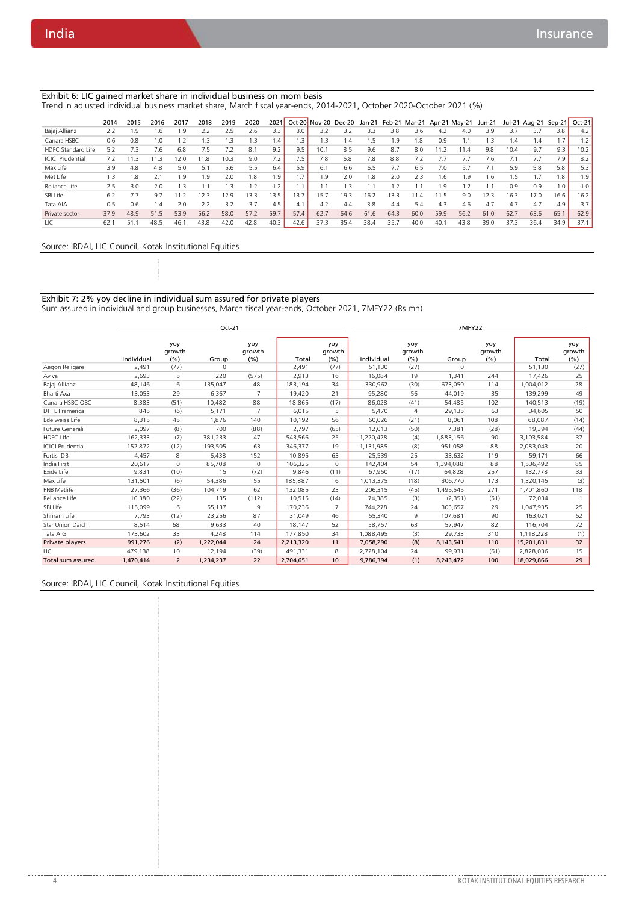### Exhibit 6: LIC gained market share in individual business on mom basis

Trend in adjusted individual business market share, March fiscal year-ends, 2014-2021, October 2020-October 2021 (%)

| | 2014 | 2015 | 2016 | 2017 | 2018 | 2019 | 2020 | 2021 | Oct-20 | Nov-20 | Dec-20 | Jan-21 | Feb-21 | Mar-21 | Apr-21 | May-21 | Jun-21 | Jul-21 | Aug-21 | Sep-21 | Oct-21 |
|---|---|---|---|---|---|---|---|---|---|---|---|---|---|---|---|---|---|---|---|---|---|
| Bajaj Allianz | 2.2 | 1.9 | 1.6 | 1.9 | 2.2 | 2.5 | 2.6 | 3.3 | 3.0 | 3.2 | 3.2 | 3.3 | 3.8 | 3.6 | 4.2 | 4.0 | 3.9 | 3.7 | 3.7 | 3.8 | 4.2 |
| Canara HSBC | 0.6 | 0.8 | 1.0 | 1.2 | 1.3 | 1.3 | 1.3 | 1.4 | 1.3 | 1.3 | 1.4 | 1.5 | 1.9 | 1.8 | 0.9 | 1.1 | 1.3 | 1.4 | 1.4 | 1.7 | 1.2 |
| HDFC Standard Life | 5.2 | 7.3 | 7.6 | 6.8 | 7.5 | 7.2 | 8.1 | 9.2 | 9.5 | 10.1 | 8.5 | 9.6 | 8.7 | 8.0 | 11.2 | 11.4 | 9.8 | 10.4 | 9.7 | 9.3 | 10.2 |
| ICICI Prudential | 7.2 | 11.3 | 11.3 | 12.0 | 11.8 | 10.3 | 9.0 | 7.2 | 7.5 | 7.8 | 6.8 | 7.8 | 8.8 | 7.2 | 7.7 | 7.7 | 7.6 | 7.1 | 7.7 | 7.9 | 8.2 |
| Max Life | 3.9 | 4.8 | 4.8 | 5.0 | 5.1 | 5.6 | 5.5 | 6.4 | 5.9 | 6.1 | 6.6 | 6.5 | 7.7 | 6.5 | 7.0 | 5.7 | 7.1 | 5.9 | 5.8 | 5.8 | 5.3 |
| Met Life | 1.3 | 1.8 | 2.1 | 1.9 | 1.9 | 2.0 | 1.8 | 1.9 | 1.7 | 1.9 | 2.0 | 1.8 | 2.0 | 2.3 | 1.6 | 1.9 | 1.6 | 1.5 | 1.7 | 1.8 | 1.9 |
| Reliance Life | 2.5 | 3.0 | 2.0 | 1.3 | 1.1 | 1.3 | 1.2 | 1.2 | 1.1 | 1.1 | 1.3 | 1.1 | 1.2 | 1.1 | 1.9 | 1.2 | 1.1 | 0.9 | 0.9 | 1.0 | 1.0 |
| SBI Life | 6.2 | 7.7 | 9.7 | 11.2 | 12.3 | 12.9 | 13.3 | 13.5 | 13.7 | 15.7 | 19.3 | 16.2 | 13.3 | 11.4 | 11.5 | 9.0 | 12.3 | 16.3 | 17.0 | 16.6 | 16.2 |
| Tata AIA | 0.5 | 0.6 | 1.4 | 2.0 | 2.2 | 3.2 | 3.7 | 4.5 | 4.1 | 4.2 | 4.4 | 3.8 | 4.4 | 5.4 | 4.3 | 4.6 | 4.7 | 4.7 | 4.7 | 4.9 | 3.7 |
| Private sector | 37.9 | 48.9 | 51.5 | 53.9 | 56.2 | 58.0 | 57.2 | 59.7 | 57.4 | 62.7 | 64.6 | 61.6 | 64.3 | 60.0 | 59.9 | 56.2 | 61.0 | 62.7 | 63.6 | 65.1 | 62.9 |
| LIC | 62.1 | 51.1 | 48.5 | 46.1 | 43.8 | 42.0 | 42.8 | 40.3 | 42.6 | 37.3 | 35.4 | 38.4 | 35.7 | 40.0 | 40.1 | 43.8 | 39.0 | 37.3 | 36.4 | 34.9 | 37.1 |

Source: IRDAI, LIC Council, Kotak Institutional Equities

### Exhibit 7: 2% yoy decline in individual sum assured for private players

Sum assured in individual and group businesses, March fiscal year-ends, October 2021, 7MFY22 (Rs mn)

| | Oct-21 | | | | | | 7MFY22 | | | | | |
|---|---|---|---|---|---|---|---|---|---|---|---|---|
| | Individual | yoy growth (%) | Group | yoy growth (%) | Total | yoy growth (%) | Individual | yoy growth (%) | Group | yoy growth (%) | Total | yoy growth (%) |
| Aegon Religare | 2,491 | (77) | 0 | | 2,491 | (77) | 51,130 | (27) | 0 | | 51,130 | (27) |
| Aviva | 2,693 | 5 | 220 | (575) | 2,913 | 16 | 16,084 | 19 | 1,341 | 244 | 17,426 | 25 |
| Bajaj Allianz | 48,146 | 6 | 135,047 | 48 | 183,194 | 34 | 330,962 | (30) | 673,050 | 114 | 1,004,012 | 28 |
| Bharti Axa | 13,053 | 29 | 6,367 | 7 | 19,420 | 21 | 95,280 | 56 | 44,019 | 35 | 139,299 | 49 |
| Canara HSBC OBC | 8,383 | (51) | 10,482 | 88 | 18,865 | (17) | 86,028 | (41) | 54,485 | 102 | 140,513 | (19) |
| DHFL Pramerica | 845 | (6) | 5,171 | 7 | 6,015 | 5 | 5,470 | 4 | 29,135 | 63 | 34,605 | 50 |
| Edelweiss Life | 8,315 | 45 | 1,876 | 140 | 10,192 | 56 | 60,026 | (21) | 8,061 | 108 | 68,087 | (14) |
| Future Generali | 2,097 | (8) | 700 | (88) | 2,797 | (65) | 12,013 | (50) | 7,381 | (28) | 19,394 | (44) |
| HDFC Life | 162,333 | (7) | 381,233 | 47 | 543,566 | 25 | 1,220,428 | (4) | 1,883,156 | 90 | 3,103,584 | 37 |
| ICICI Prudential | 152,872 | (12) | 193,505 | 63 | 346,377 | 19 | 1,131,985 | (8) | 951,058 | 88 | 2,083,043 | 20 |
| Fortis IDBI | 4,457 | 8 | 6,438 | 152 | 10,895 | 63 | 25,539 | 25 | 33,632 | 119 | 59,171 | 66 |
| India First | 20,617 | 0 | 85,708 | 0 | 106,325 | 0 | 142,404 | 54 | 1,394,088 | 88 | 1,536,492 | 85 |
| Exide Life | 9,831 | (10) | 15 | (72) | 9,846 | (11) | 67,950 | (17) | 64,828 | 257 | 132,778 | 33 |
| Max Life | 131,501 | (6) | 54,386 | 55 | 185,887 | 6 | 1,013,375 | (18) | 306,770 | 173 | 1,320,145 | (3) |
| PNB Metlife | 27,366 | (36) | 104,719 | 62 | 132,085 | 23 | 206,315 | (45) | 1,495,545 | 271 | 1,701,860 | 118 |
| Reliance Life | 10,380 | (22) | 135 | (112) | 10,515 | (14) | 74,385 | (3) | (2,351) | (51) | 72,034 | 1 |
| SBI Life | 115,099 | 6 | 55,137 | 9 | 170,236 | 7 | 744,278 | 24 | 303,657 | 29 | 1,047,935 | 25 |
| Shriram Life | 7,793 | (12) | 23,256 | 87 | 31,049 | 46 | 55,340 | 9 | 107,681 | 90 | 163,021 | 52 |
| Star Union Daichi | 8,514 | 68 | 9,633 | 40 | 18,147 | 52 | 58,757 | 63 | 57,947 | 82 | 116,704 | 72 |
| Tata AIG | 173,602 | 33 | 4,248 | 114 | 177,850 | 34 | 1,088,495 | (3) | 29,733 | 310 | 1,118,228 | (1) |
| **Private players** | **991,276** | **(2)** | **1,222,044** | **24** | **2,213,320** | **11** | **7,058,290** | **(8)** | **8,143,541** | **110** | **15,201,831** | **32** |
| LIC | 479,138 | 10 | 12,194 | (39) | 491,331 | 8 | 2,728,104 | 24 | 99,931 | (61) | 2,828,036 | 15 |
| **Total sum assured** | **1,470,414** | **2** | **1,234,237** | **22** | **2,704,651** | **10** | **9,786,394** | **(1)** | **8,243,472** | **100** | **18,029,866** | **29** |

Source: IRDAI, LIC Council, Kotak Institutional Equities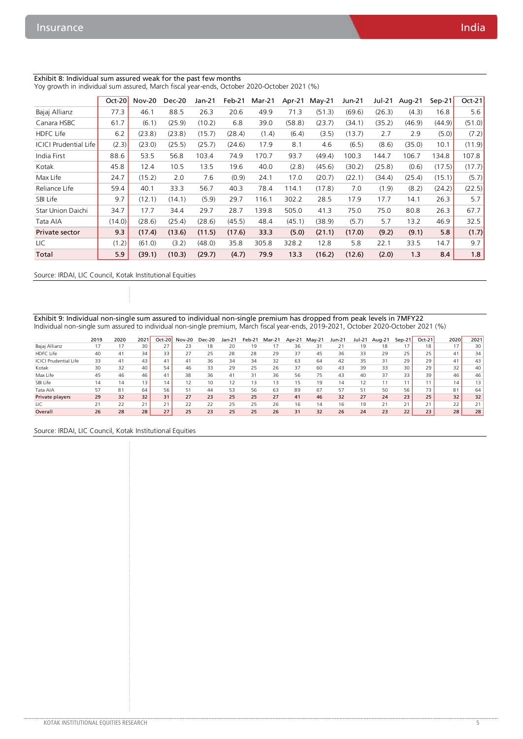Exhibit 8: Individual sum assured weak for the past few months

Yoy growth in individual sum assured, March fiscal year-ends, October 2020-October 2021 (%)

| | Oct-20 | Nov-20 | Dec-20 | Jan-21 | Feb-21 | Mar-21 | Apr-21 | May-21 | Jun-21 | Jul-21 | Aug-21 | Sep-21 | Oct-21 |
|---|---|---|---|---|---|---|---|---|---|---|---|---|---|
| Bajaj Allianz | 77.3 | 46.1 | 88.5 | 26.3 | 20.6 | 49.9 | 71.3 | (51.3) | (69.6) | (26.3) | (4.3) | 16.8 | 5.6 |
| Canara HSBC | 61.7 | (6.1) | (25.9) | (10.2) | 6.8 | 39.0 | (58.8) | (23.7) | (34.1) | (35.2) | (46.9) | (44.9) | (51.0) |
| HDFC Life | 6.2 | (23.8) | (23.8) | (15.7) | (28.4) | (1.4) | (6.4) | (3.5) | (13.7) | 2.7 | 2.9 | (5.0) | (7.2) |
| ICICI Prudential Life | (2.3) | (23.0) | (25.5) | (25.7) | (24.6) | 17.9 | 8.1 | 4.6 | (6.5) | (8.6) | (35.0) | 10.1 | (11.9) |
| India First | 88.6 | 53.5 | 56.8 | 103.4 | 74.9 | 170.7 | 93.7 | (49.4) | 100.3 | 144.7 | 106.7 | 134.8 | 107.8 |
| Kotak | 45.8 | 12.4 | 10.5 | 13.5 | 19.6 | 40.0 | (2.8) | (45.6) | (30.2) | (25.8) | (0.6) | (17.5) | (17.7) |
| Max Life | 24.7 | (15.2) | 2.0 | 7.6 | (0.9) | 24.1 | 17.0 | (20.7) | (22.1) | (34.4) | (25.4) | (15.1) | (5.7) |
| Reliance Life | 59.4 | 40.1 | 33.3 | 56.7 | 40.3 | 78.4 | 114.1 | (17.8) | 7.0 | (1.9) | (8.2) | (24.2) | (22.5) |
| SBI Life | 9.7 | (12.1) | (14.1) | (5.9) | 29.7 | 116.1 | 302.2 | 28.5 | 17.9 | 17.7 | 14.1 | 26.3 | 5.7 |
| Star Union Daichi | 34.7 | 17.7 | 34.4 | 29.7 | 28.7 | 139.8 | 505.0 | 41.3 | 75.0 | 75.0 | 80.8 | 26.3 | 67.7 |
| Tata AIA | (14.0) | (28.6) | (25.4) | (28.6) | (45.5) | 48.4 | (45.1) | (38.9) | (5.7) | 5.7 | 13.2 | 46.9 | 32.5 |
| **Private sector** | **9.3** | **(17.4)** | **(13.6)** | **(11.5)** | **(17.6)** | **33.3** | **(5.0)** | **(21.1)** | **(17.0)** | **(9.2)** | **(9.1)** | **5.8** | **(1.7)** |
| LIC | (1.2) | (61.0) | (3.2) | (48.0) | 35.8 | 305.8 | 328.2 | 12.8 | 5.8 | 22.1 | 33.5 | 14.7 | 9.7 |
| **Total** | **5.9** | **(39.1)** | **(10.3)** | **(29.7)** | **(4.7)** | **79.9** | **13.3** | **(16.2)** | **(12.6)** | **(2.0)** | **1.3** | **8.4** | **1.8** |

Source: IRDAI, LIC Council, Kotak Institutional Equities

Exhibit 9: Individual non-single sum assured to individual non-single premium has dropped from peak levels in 7MFY22

Individual non-single sum assured to individual non-single premium, March fiscal year-ends, 2019-2021, October 2020-October 2021 (%)

| | 2019 | 2020 | 2021 | Oct-20 | Nov-20 | Dec-20 | Jan-21 | Feb-21 | Mar-21 | Apr-21 | May-21 | Jun-21 | Jul-21 | Aug-21 | Sep-21 | Oct-21 | 2020 | 2021 |
|---|---|---|---|---|---|---|---|---|---|---|---|---|---|---|---|---|---|---|
| Bajaj Allianz | 17 | 17 | 30 | 27 | 23 | 18 | 20 | 19 | 17 | 36 | 31 | 21 | 19 | 18 | 17 | 18 | 17 | 30 |
| HDFC Life | 40 | 41 | 34 | 33 | 27 | 25 | 28 | 28 | 29 | 37 | 45 | 36 | 33 | 29 | 25 | 25 | 41 | 34 |
| ICICI Prudential Life | 33 | 41 | 43 | 41 | 41 | 36 | 34 | 34 | 32 | 63 | 64 | 42 | 35 | 31 | 29 | 29 | 41 | 43 |
| Kotak | 30 | 32 | 40 | 54 | 46 | 33 | 29 | 25 | 26 | 37 | 60 | 43 | 39 | 33 | 30 | 29 | 32 | 40 |
| Max Life | 45 | 46 | 46 | 41 | 38 | 36 | 41 | 31 | 36 | 56 | 75 | 43 | 40 | 37 | 33 | 39 | 46 | 46 |
| SBI Life | 14 | 14 | 13 | 14 | 12 | 10 | 12 | 13 | 13 | 15 | 19 | 14 | 12 | 11 | 11 | 11 | 14 | 13 |
| Tata AIA | 57 | 81 | 64 | 56 | 51 | 44 | 53 | 56 | 63 | 89 | 67 | 57 | 51 | 50 | 56 | 73 | 81 | 64 |
| **Private players** | **29** | **32** | **32** | **31** | **27** | **23** | **25** | **25** | **27** | **41** | **46** | **32** | **27** | **24** | **23** | **25** | **32** | **32** |
| LIC | 21 | 22 | 21 | 21 | 22 | 22 | 25 | 25 | 26 | 16 | 14 | 16 | 19 | 21 | 21 | 21 | 22 | 21 |
| **Overall** | **26** | **28** | **28** | **27** | **25** | **23** | **25** | **25** | **26** | **31** | **32** | **26** | **24** | **23** | **22** | **23** | **28** | **28** |

Source: IRDAI, LIC Council, Kotak Institutional Equities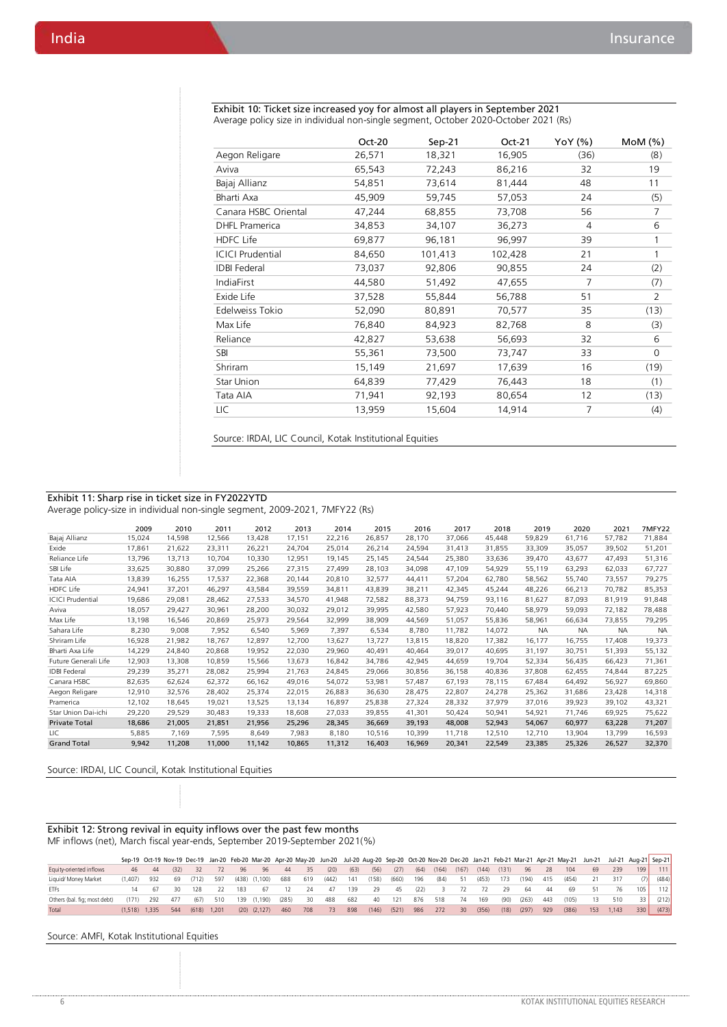**Exhibit 10: Ticket size increased yoy for almost all players in September 2021**

Average policy size in individual non-single segment, October 2020-October 2021 (Rs)

| | Oct-20 | Sep-21 | Oct-21 | YoY (%) | MoM (%) |
|---|---|---|---|---|---|
| Aegon Religare | 26,571 | 18,321 | 16,905 | (36) | (8) |
| Aviva | 65,543 | 72,243 | 86,216 | 32 | 19 |
| Bajaj Allianz | 54,851 | 73,614 | 81,444 | 48 | 11 |
| Bharti Axa | 45,909 | 59,745 | 57,053 | 24 | (5) |
| Canara HSBC Oriental | 47,244 | 68,855 | 73,708 | 56 | 7 |
| DHFL Pramerica | 34,853 | 34,107 | 36,273 | 4 | 6 |
| HDFC Life | 69,877 | 96,181 | 96,997 | 39 | 1 |
| ICICI Prudential | 84,650 | 101,413 | 102,428 | 21 | 1 |
| IDBI Federal | 73,037 | 92,806 | 90,855 | 24 | (2) |
| IndiaFirst | 44,580 | 51,492 | 47,655 | 7 | (7) |
| Exide Life | 37,528 | 55,844 | 56,788 | 51 | 2 |
| Edelweiss Tokio | 52,090 | 80,891 | 70,577 | 35 | (13) |
| Max Life | 76,840 | 84,923 | 82,768 | 8 | (3) |
| Reliance | 42,827 | 53,638 | 56,693 | 32 | 6 |
| SBI | 55,361 | 73,500 | 73,747 | 33 | 0 |
| Shriram | 15,149 | 21,697 | 17,639 | 16 | (19) |
| Star Union | 64,839 | 77,429 | 76,443 | 18 | (1) |
| Tata AIA | 71,941 | 92,193 | 80,654 | 12 | (13) |
| LIC | 13,959 | 15,604 | 14,914 | 7 | (4) |

Source: IRDAI, LIC Council, Kotak Institutional Equities

**Exhibit 11: Sharp rise in ticket size in FY2022YTD**

Average policy-size in individual non-single segment, 2009-2021, 7MFY22 (Rs)

| | 2009 | 2010 | 2011 | 2012 | 2013 | 2014 | 2015 | 2016 | 2017 | 2018 | 2019 | 2020 | 2021 | 7MFY22 |
|---|---|---|---|---|---|---|---|---|---|---|---|---|---|---|
| Bajaj Allianz | 15,024 | 14,598 | 12,566 | 13,428 | 17,151 | 22,216 | 26,857 | 28,170 | 37,066 | 45,448 | 59,829 | 61,716 | 57,782 | 71,884 |
| Exide | 17,861 | 21,622 | 23,311 | 26,221 | 24,704 | 25,014 | 26,214 | 24,594 | 31,413 | 31,855 | 33,309 | 35,057 | 39,502 | 51,201 |
| Reliance Life | 13,796 | 13,713 | 10,704 | 10,330 | 12,951 | 19,145 | 25,145 | 24,544 | 25,380 | 33,636 | 39,470 | 43,677 | 47,493 | 51,316 |
| SBI Life | 33,625 | 30,880 | 37,099 | 25,266 | 27,315 | 27,499 | 28,103 | 34,098 | 47,109 | 54,929 | 55,119 | 63,293 | 62,033 | 67,727 |
| Tata AIA | 13,839 | 16,255 | 17,537 | 22,368 | 20,144 | 20,810 | 32,577 | 44,411 | 57,204 | 62,780 | 58,562 | 55,740 | 73,557 | 79,275 |
| HDFC Life | 24,941 | 37,201 | 46,297 | 43,584 | 39,559 | 34,811 | 43,839 | 38,211 | 42,345 | 45,244 | 48,226 | 66,213 | 70,782 | 85,353 |
| ICICI Prudential | 19,686 | 29,081 | 28,462 | 27,533 | 34,570 | 41,948 | 72,582 | 88,373 | 94,759 | 93,116 | 81,627 | 87,093 | 81,919 | 91,848 |
| Aviva | 18,057 | 29,427 | 30,961 | 28,200 | 30,032 | 29,012 | 39,995 | 42,580 | 57,923 | 70,440 | 58,979 | 59,093 | 72,182 | 78,488 |
| Max Life | 13,198 | 16,546 | 20,869 | 25,973 | 29,564 | 32,999 | 38,909 | 44,569 | 51,057 | 55,836 | 58,961 | 66,634 | 73,855 | 79,295 |
| Sahara Life | 8,230 | 9,008 | 7,952 | 6,540 | 5,969 | 7,397 | 6,534 | 8,780 | 11,782 | 14,072 | NA | NA | NA | NA |
| Shriram Life | 16,928 | 21,982 | 18,767 | 12,897 | 12,700 | 13,627 | 13,727 | 13,815 | 18,820 | 17,382 | 16,177 | 16,755 | 17,408 | 19,373 |
| Bharti Axa Life | 14,229 | 24,840 | 20,868 | 19,952 | 22,030 | 29,960 | 40,491 | 40,464 | 39,017 | 40,695 | 31,197 | 30,751 | 51,393 | 55,132 |
| Future Generali Life | 12,903 | 13,308 | 10,859 | 15,566 | 13,673 | 16,842 | 34,786 | 42,945 | 44,659 | 19,704 | 52,334 | 56,435 | 66,423 | 71,361 |
| IDBI Federal | 29,239 | 35,271 | 28,082 | 25,994 | 21,763 | 24,845 | 29,066 | 30,856 | 36,158 | 40,836 | 37,808 | 62,455 | 74,844 | 87,225 |
| Canara HSBC | 82,635 | 62,624 | 62,372 | 66,162 | 49,016 | 54,072 | 53,981 | 57,487 | 67,193 | 78,115 | 67,484 | 64,492 | 56,927 | 69,860 |
| Aegon Religare | 12,910 | 32,576 | 28,402 | 25,374 | 22,015 | 26,883 | 36,630 | 28,475 | 22,807 | 24,278 | 25,362 | 31,686 | 23,428 | 14,318 |
| Pramerica | 12,102 | 18,645 | 19,021 | 13,525 | 13,134 | 16,897 | 25,838 | 27,324 | 28,332 | 37,979 | 37,016 | 39,923 | 39,102 | 43,321 |
| Star Union Dai-ichi | 29,220 | 29,529 | 30,483 | 19,333 | 18,608 | 27,033 | 39,855 | 41,301 | 50,424 | 50,941 | 54,921 | 71,746 | 69,925 | 75,622 |
| **Private Total** | **18,686** | **21,005** | **21,851** | **21,956** | **25,296** | **28,345** | **36,669** | **39,193** | **48,008** | **52,943** | **54,067** | **60,977** | **63,228** | **71,207** |
| LIC | 5,885 | 7,169 | 7,595 | 8,649 | 7,983 | 8,180 | 10,516 | 10,399 | 11,718 | 12,510 | 12,710 | 13,904 | 13,799 | 16,593 |
| **Grand Total** | **9,942** | **11,208** | **11,000** | **11,142** | **10,865** | **11,312** | **16,403** | **16,969** | **20,341** | **22,549** | **23,385** | **25,326** | **26,527** | **32,370** |

Source: IRDAI, LIC Council, Kotak Institutional Equities

**Exhibit 12: Strong revival in equity inflows over the past few months**

MF inflows (net), March fiscal year-ends, September 2019-September 2021(%)

| | Sep-19 | Oct-19 | Nov-19 | Dec-19 | Jan-20 | Feb-20 | Mar-20 | Apr-20 | May-20 | Jun-20 | Jul-20 | Aug-20 | Sep-20 | Oct-20 | Nov-20 | Dec-20 | Jan-21 | Feb-21 | Mar-21 | Apr-21 | May-21 | Jun-21 | Jul-21 | Aug-21 | Sep-21 |
|---|---|---|---|---|---|---|---|---|---|---|---|---|---|---|---|---|---|---|---|---|---|---|---|---|---|
| Equity-oriented inflows | 46 | 44 | (32) | 32 | 72 | 96 | 96 | 44 | 35 | (20) | (63) | (56) | (27) | (64) | (164) | (167) | (144) | (131) | 96 | 28 | 104 | 69 | 239 | 199 | 111 |
| Liquid/ Money Market | (1,407) | 932 | 69 | (712) | 597 | (438) | (1,100) | 688 | 619 | (442) | 141 | (158) | (660) | 196 | (84) | 51 | (453) | 173 | (194) | 415 | (454) | 21 | 317 | (7) | (484) |
| ETFs | 14 | 67 | 30 | 128 | 22 | 183 | 67 | 12 | 24 | 47 | 139 | 29 | 45 | (22) | 3 | 72 | 72 | 29 | 64 | 44 | 69 | 51 | 76 | 105 | 112 |
| Others (bal. fig; most debt) | (171) | 292 | 477 | (67) | 510 | 139 | (1,190) | (285) | 30 | 488 | 682 | 40 | 121 | 876 | 518 | 74 | 169 | (90) | (263) | 443 | (105) | 13 | 510 | 33 | (212) |
| Total | (1,518) | 1,335 | 544 | (618) | 1,201 | (20) | (2,127) | 460 | 708 | 73 | 898 | (146) | (521) | 986 | 272 | 30 | (356) | (18) | (297) | 929 | (386) | 153 | 1,143 | 330 | (473) |

Source: AMFI, Kotak Institutional Equities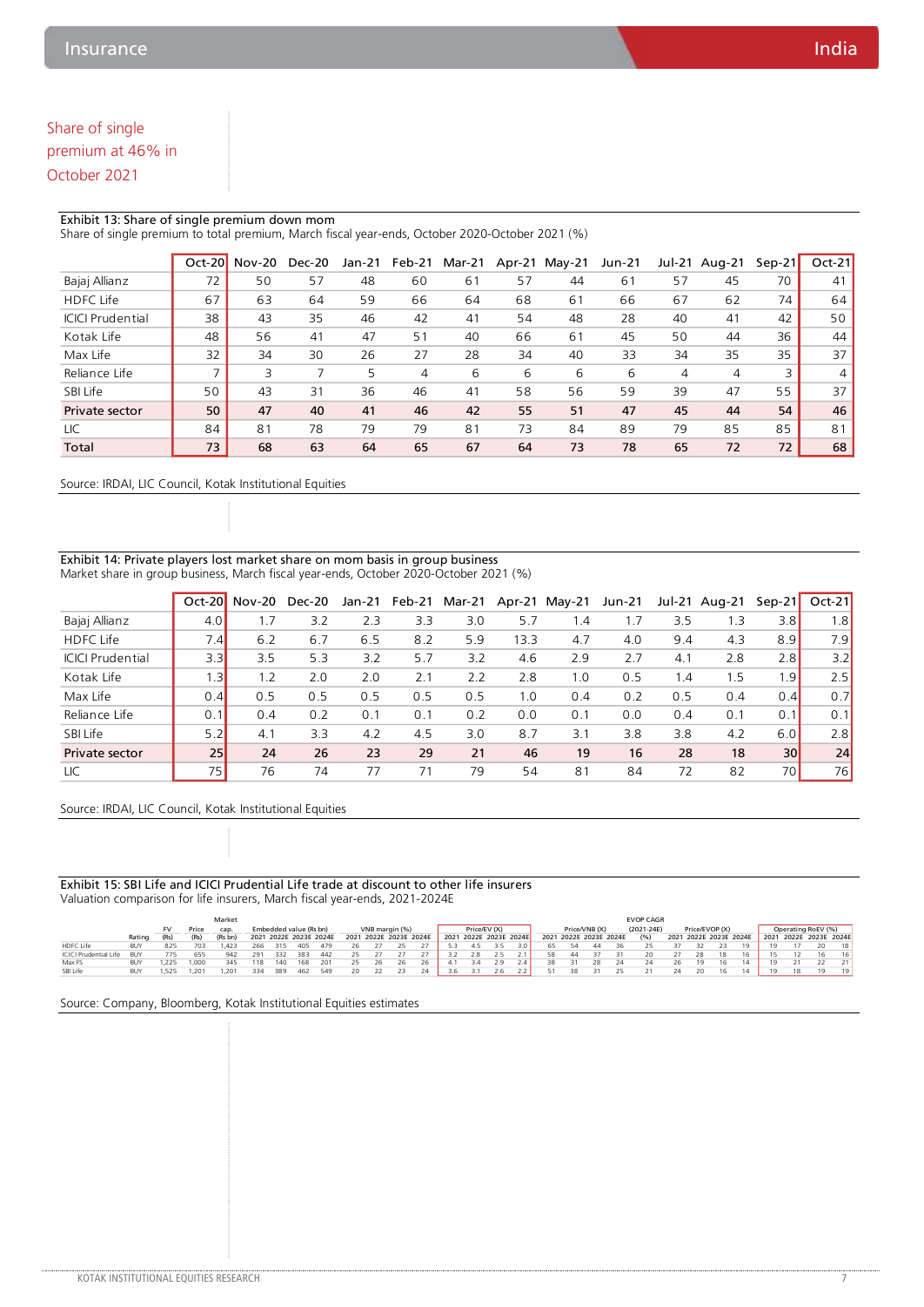Share of single premium at 46% in October 2021

**Exhibit 13: Share of single premium down mom**
Share of single premium to total premium, March fiscal year-ends, October 2020-October 2021 (%)

| | Oct-20 | Nov-20 | Dec-20 | Jan-21 | Feb-21 | Mar-21 | Apr-21 | May-21 | Jun-21 | Jul-21 | Aug-21 | Sep-21 | Oct-21 |
|---|---|---|---|---|---|---|---|---|---|---|---|---|---|
| Bajaj Allianz | 72 | 50 | 57 | 48 | 60 | 61 | 57 | 44 | 61 | 57 | 45 | 70 | 41 |
| HDFC Life | 67 | 63 | 64 | 59 | 66 | 64 | 68 | 61 | 66 | 67 | 62 | 74 | 64 |
| ICICI Prudential | 38 | 43 | 35 | 46 | 42 | 41 | 54 | 48 | 28 | 40 | 41 | 42 | 50 |
| Kotak Life | 48 | 56 | 41 | 47 | 51 | 40 | 66 | 61 | 45 | 50 | 44 | 36 | 44 |
| Max Life | 32 | 34 | 30 | 26 | 27 | 28 | 34 | 40 | 33 | 34 | 35 | 35 | 37 |
| Reliance Life | 7 | 3 | 7 | 5 | 4 | 6 | 6 | 6 | 6 | 4 | 4 | 3 | 4 |
| SBI Life | 50 | 43 | 31 | 36 | 46 | 41 | 58 | 56 | 59 | 39 | 47 | 55 | 37 |
| **Private sector** | **50** | **47** | **40** | **41** | **46** | **42** | **55** | **51** | **47** | **45** | **44** | **54** | **46** |
| LIC | 84 | 81 | 78 | 79 | 79 | 81 | 73 | 84 | 89 | 79 | 85 | 85 | 81 |
| **Total** | **73** | **68** | **63** | **64** | **65** | **67** | **64** | **73** | **78** | **65** | **72** | **72** | **68** |

Source: IRDAI, LIC Council, Kotak Institutional Equities

**Exhibit 14: Private players lost market share on mom basis in group business**
Market share in group business, March fiscal year-ends, October 2020-October 2021 (%)

| | Oct-20 | Nov-20 | Dec-20 | Jan-21 | Feb-21 | Mar-21 | Apr-21 | May-21 | Jun-21 | Jul-21 | Aug-21 | Sep-21 | Oct-21 |
|---|---|---|---|---|---|---|---|---|---|---|---|---|---|
| Bajaj Allianz | 4.0 | 1.7 | 3.2 | 2.3 | 3.3 | 3.0 | 5.7 | 1.4 | 1.7 | 3.5 | 1.3 | 3.8 | 1.8 |
| HDFC Life | 7.4 | 6.2 | 6.7 | 6.5 | 8.2 | 5.9 | 13.3 | 4.7 | 4.0 | 9.4 | 4.3 | 8.9 | 7.9 |
| ICICI Prudential | 3.3 | 3.5 | 5.3 | 3.2 | 5.7 | 3.2 | 4.6 | 2.9 | 2.7 | 4.1 | 2.8 | 2.8 | 3.2 |
| Kotak Life | 1.3 | 1.2 | 2.0 | 2.0 | 2.1 | 2.2 | 2.8 | 1.0 | 0.5 | 1.4 | 1.5 | 1.9 | 2.5 |
| Max Life | 0.4 | 0.5 | 0.5 | 0.5 | 0.5 | 0.5 | 1.0 | 0.4 | 0.2 | 0.5 | 0.4 | 0.4 | 0.7 |
| Reliance Life | 0.1 | 0.4 | 0.2 | 0.1 | 0.1 | 0.2 | 0.0 | 0.1 | 0.0 | 0.4 | 0.1 | 0.1 | 0.1 |
| SBI Life | 5.2 | 4.1 | 3.3 | 4.2 | 4.5 | 3.0 | 8.7 | 3.1 | 3.8 | 3.8 | 4.2 | 6.0 | 2.8 |
| **Private sector** | **25** | **24** | **26** | **23** | **29** | **21** | **46** | **19** | **16** | **28** | **18** | **30** | **24** |
| LIC | 75 | 76 | 74 | 77 | 71 | 79 | 54 | 81 | 84 | 72 | 82 | 70 | 76 |

Source: IRDAI, LIC Council, Kotak Institutional Equities

**Exhibit 15: SBI Life and ICICI Prudential Life trade at discount to other life insurers**
Valuation comparison for life insurers, March fiscal year-ends, 2021-2024E

| | Rating | FV (Rs) | Price (Rs) | Market cap. (Rs bn) | Embedded value (Rs bn) | | | | VNB margin (%) | | | | Price/EV (X) | | | | Price/VNB (X) | | | | EVOP CAGR (2021-24E) (%) | Price/EVOP (X) | | | | Operating RoEV (%) | | | |
|---|---|---|---|---|---|---|---|---|---|---|---|---|---|---|---|---|---|---|---|---|---|---|---|---|---|---|---|---|---|
| | | | | | 2021 | 2022E | 2023E | 2024E | 2021 | 2022E | 2023E | 2024E | 2021 | 2022E | 2023E | 2024E | 2021 | 2022E | 2023E | 2024E | | 2021 | 2022E | 2023E | 2024E | 2021 | 2022E | 2023E | 2024E |
| HDFC Life | BUY | 825 | 703 | 1,423 | 266 | 315 | 405 | 479 | 26 | 27 | 25 | 27 | 5.3 | 4.5 | 3.5 | 3.0 | 65 | 54 | 44 | 36 | 25 | 37 | 32 | 23 | 19 | 19 | 17 | 20 | 18 |
| ICICI Prudential Life | BUY | 775 | 655 | 942 | 291 | 332 | 383 | 442 | 25 | 27 | 27 | 27 | 3.2 | 2.8 | 2.5 | 2.1 | 58 | 44 | 37 | 31 | 20 | 27 | 28 | 18 | 16 | 15 | 12 | 16 | 16 |
| Max FS | BUY | 1,225 | 1,000 | 345 | 118 | 140 | 168 | 201 | 25 | 26 | 26 | 26 | 4.1 | 3.4 | 2.9 | 2.4 | 38 | 31 | 28 | 24 | 24 | 26 | 19 | 16 | 14 | 19 | 21 | 22 | 21 |
| SBI Life | BUY | 1,525 | 1,201 | 1,201 | 334 | 389 | 462 | 549 | 20 | 22 | 23 | 24 | 3.6 | 3.1 | 2.6 | 2.2 | 51 | 38 | 31 | 25 | 21 | 24 | 20 | 16 | 14 | 19 | 18 | 19 | 19 |

Source: Company, Bloomberg, Kotak Institutional Equities estimates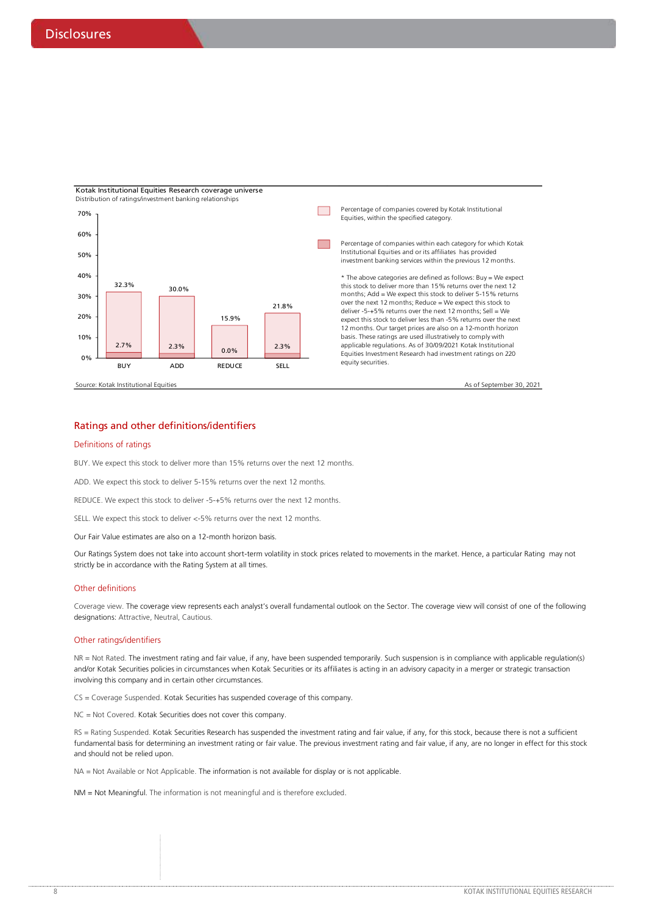# Disclosures

**Kotak Institutional Equities Research coverage universe**

Distribution of ratings/investment banking relationships

| | BUY | ADD | REDUCE | SELL |
|---|---|---|---|---|
| Percentage of companies covered by Kotak Institutional Equities, within the specified category. | 32.3% | 30.0% | 15.9% | 21.8% |
| Percentage of companies within each category for which Kotak Institutional Equities and or its affiliates has provided investment banking services within the previous 12 months. | 2.7% | 2.3% | 0.0% | 2.3% |

\* The above categories are defined as follows: Buy = We expect this stock to deliver more than 15% returns over the next 12 months; Add = We expect this stock to deliver 5-15% returns over the next 12 months; Reduce = We expect this stock to deliver -5-+5% returns over the next 12 months; Sell = We expect this stock to deliver less than -5% returns over the next 12 months. Our target prices are also on a 12-month horizon basis. These ratings are used illustratively to comply with applicable regulations. As of 30/09/2021 Kotak Institutional Equities Investment Research had investment ratings on 220 equity securities.

Source: Kotak Institutional Equities

As of September 30, 2021

## Ratings and other definitions/identifiers

### Definitions of ratings

BUY. We expect this stock to deliver more than 15% returns over the next 12 months.

ADD. We expect this stock to deliver 5-15% returns over the next 12 months.

REDUCE. We expect this stock to deliver -5-+5% returns over the next 12 months.

SELL. We expect this stock to deliver <-5% returns over the next 12 months.

Our Fair Value estimates are also on a 12-month horizon basis.

Our Ratings System does not take into account short-term volatility in stock prices related to movements in the market. Hence, a particular Rating may not strictly be in accordance with the Rating System at all times.

### Other definitions

Coverage view. The coverage view represents each analyst's overall fundamental outlook on the Sector. The coverage view will consist of one of the following designations: Attractive, Neutral, Cautious.

### Other ratings/identifiers

NR = Not Rated. The investment rating and fair value, if any, have been suspended temporarily. Such suspension is in compliance with applicable regulation(s) and/or Kotak Securities policies in circumstances when Kotak Securities or its affiliates is acting in an advisory capacity in a merger or strategic transaction involving this company and in certain other circumstances.

CS = Coverage Suspended. Kotak Securities has suspended coverage of this company.

NC = Not Covered. Kotak Securities does not cover this company.

RS = Rating Suspended. Kotak Securities Research has suspended the investment rating and fair value, if any, for this stock, because there is not a sufficient fundamental basis for determining an investment rating or fair value. The previous investment rating and fair value, if any, are no longer in effect for this stock and should not be relied upon.

NA = Not Available or Not Applicable. The information is not available for display or is not applicable.

NM = Not Meaningful. The information is not meaningful and is therefore excluded.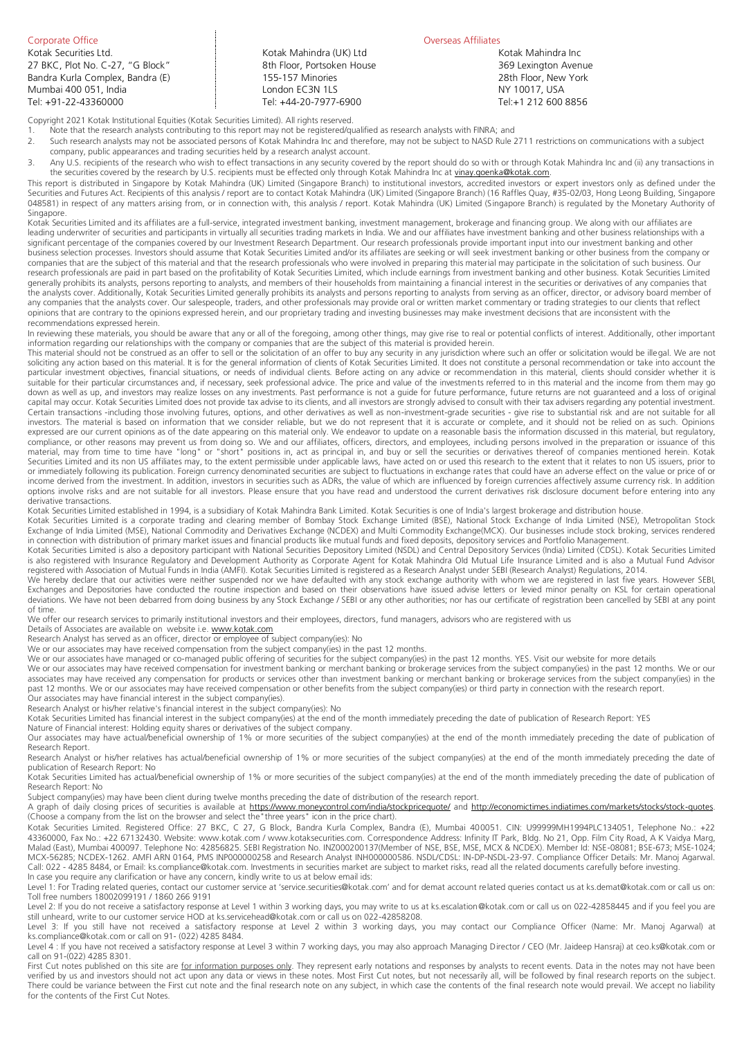Corporate Office

Kotak Securities Ltd.
27 BKC, Plot No. C-27, "G Block"
Bandra Kurla Complex, Bandra (E)
Mumbai 400 051, India
Tel: +91-22-43360000

Overseas Affiliates

Kotak Mahindra (UK) Ltd
8th Floor, Portsoken House
155-157 Minories
London EC3N 1LS
Tel: +44-20-7977-6900

Kotak Mahindra Inc
369 Lexington Avenue
28th Floor, New York
NY 10017, USA
Tel:+1 212 600 8856

Copyright 2021 Kotak Institutional Equities (Kotak Securities Limited). All rights reserved.

1. Note that the research analysts contributing to this report may not be registered/qualified as research analysts with FINRA; and
2. Such research analysts may not be associated persons of Kotak Mahindra Inc and therefore, may not be subject to NASD Rule 2711 restrictions on communications with a subject company, public appearances and trading securities held by a research analyst account.
3. Any U.S. recipients of the research who wish to effect transactions in any security covered by the report should do so with or through Kotak Mahindra Inc and (ii) any transactions in the securities covered by the research by U.S. recipients must be effected only through Kotak Mahindra Inc at vinay.goenka@kotak.com.

This report is distributed in Singapore by Kotak Mahindra (UK) Limited (Singapore Branch) to institutional investors, accredited investors or expert investors only as defined under the Securities and Futures Act. Recipients of this analysis / report are to contact Kotak Mahindra (UK) Limited (Singapore Branch) (16 Raffles Quay, #35-02/03, Hong Leong Building, Singapore 048581) in respect of any matters arising from, or in connection with, this analysis / report. Kotak Mahindra (UK) Limited (Singapore Branch) is regulated by the Monetary Authority of Singapore.

Kotak Securities Limited and its affiliates are a full-service, integrated investment banking, investment management, brokerage and financing group. We along with our affiliates are leading underwriter of securities and participants in virtually all securities trading markets in India. We and our affiliates have investment banking and other business relationships with a significant percentage of the companies covered by our Investment Research Department. Our research professionals provide important input into our investment banking and other business selection processes. Investors should assume that Kotak Securities Limited and/or its affiliates are seeking or will seek investment banking or other business from the company or companies that are the subject of this material and that the research professionals who were involved in preparing this material may participate in the solicitation of such business. Our research professionals are paid in part based on the profitability of Kotak Securities Limited, which include earnings from investment banking and other business. Kotak Securities Limited generally prohibits its analysts, persons reporting to analysts, and members of their households from maintaining a financial interest in the securities or derivatives of any companies that the analysts cover. Additionally, Kotak Securities Limited generally prohibits its analysts and persons reporting to analysts from serving as an officer, director, or advisory board member of any companies that the analysts cover. Our salespeople, traders, and other professionals may provide oral or written market commentary or trading strategies to our clients that reflect opinions that are contrary to the opinions expressed herein, and our proprietary trading and investing businesses may make investment decisions that are inconsistent with the recommendations expressed herein.

In reviewing these materials, you should be aware that any or all of the foregoing, among other things, may give rise to real or potential conflicts of interest. Additionally, other important information regarding our relationships with the company or companies that are the subject of this material is provided herein.

This material should not be construed as an offer to sell or the solicitation of an offer to buy any security in any jurisdiction where such an offer or solicitation would be illegal. We are not soliciting any action based on this material. It is for the general information of clients of Kotak Securities Limited. It does not constitute a personal recommendation or take into account the particular investment objectives, financial situations, or needs of individual clients. Before acting on any advice or recommendation in this material, clients should consider whether it is suitable for their particular circumstances and, if necessary, seek professional advice. The price and value of the investments referred to in this material and the income from them may go down as well as up, and investors may realize losses on any investments. Past performance is not a guide for future performance, future returns are not guaranteed and a loss of original capital may occur. Kotak Securities Limited does not provide tax advise to its clients, and all investors are strongly advised to consult with their tax advisers regarding any potential investment. Certain transactions -including those involving futures, options, and other derivatives as well as non-investment-grade securities - give rise to substantial risk and are not suitable for all investors. The material is based on information that we consider reliable, but we do not represent that it is accurate or complete, and it should not be relied on as such. Opinions expressed are our current opinions as of the date appearing on this material only. We endeavor to update on a reasonable basis the information discussed in this material, but regulatory, compliance, or other reasons may prevent us from doing so. We and our affiliates, officers, directors, and employees, including persons involved in the preparation or issuance of this material, may from time to time have "long" or "short" positions in, act as principal in, and buy or sell the securities or derivatives thereof of companies mentioned herein. Kotak Securities Limited and its non US affiliates may, to the extent permissible under applicable laws, have acted on or used this research to the extent that it relates to non US issuers, prior to or immediately following its publication. Foreign currency denominated securities are subject to fluctuations in exchange rates that could have an adverse effect on the value or price of or income derived from the investment. In addition, investors in securities such as ADRs, the value of which are influenced by foreign currencies affectively assume currency risk. In addition options involve risks and are not suitable for all investors. Please ensure that you have read and understood the current derivatives risk disclosure document before entering into any derivative transactions.

Kotak Securities Limited established in 1994, is a subsidiary of Kotak Mahindra Bank Limited. Kotak Securities is one of India's largest brokerage and distribution house.

Kotak Securities Limited is a corporate trading and clearing member of Bombay Stock Exchange Limited (BSE), National Stock Exchange of India Limited (NSE), Metropolitan Stock Exchange of India Limited (MSE), National Commodity and Derivatives Exchange (NCDEX) and Multi Commodity Exchange(MCX). Our businesses include stock broking, services rendered in connection with distribution of primary market issues and financial products like mutual funds and fixed deposits, depository services and Portfolio Management.

Kotak Securities Limited is also a depository participant with National Securities Depository Limited (NSDL) and Central Depository Services (India) Limited (CDSL). Kotak Securities Limited is also registered with Insurance Regulatory and Development Authority as Corporate Agent for Kotak Mahindra Old Mutual Life Insurance Limited and is also a Mutual Fund Advisor registered with Association of Mutual Funds in India (AMFI). Kotak Securities Limited is registered as a Research Analyst under SEBI (Research Analyst) Regulations, 2014.

We hereby declare that our activities were neither suspended nor we have defaulted with any stock exchange authority with whom we are registered in last five years. However SEBI, Exchanges and Depositories have conducted the routine inspection and based on their observations have issued advise letters or levied minor penalty on KSL for certain operational deviations. We have not been debarred from doing business by any Stock Exchange / SEBI or any other authorities; nor has our certificate of registration been cancelled by SEBI at any point of time.

We offer our research services to primarily institutional investors and their employees, directors, fund managers, advisors who are registered with us

Details of Associates are available on website i.e. www.kotak.com

Research Analyst has served as an officer, director or employee of subject company(ies): No

We or our associates may have received compensation from the subject company(ies) in the past 12 months.

We or our associates have managed or co-managed public offering of securities for the subject company(ies) in the past 12 months. YES. Visit our website for more details

We or our associates may have received compensation for investment banking or merchant banking or brokerage services from the subject company(ies) in the past 12 months. We or our associates may have received any compensation for products or services other than investment banking or merchant banking or brokerage services from the subject company(ies) in the past 12 months. We or our associates may have received compensation or other benefits from the subject company(ies) or third party in connection with the research report.

Our associates may have financial interest in the subject company(ies).

Research Analyst or his/her relative's financial interest in the subject company(ies): No

Kotak Securities Limited has financial interest in the subject company(ies) at the end of the month immediately preceding the date of publication of Research Report: YES

Nature of Financial interest: Holding equity shares or derivatives of the subject company.

Our associates may have actual/beneficial ownership of 1% or more securities of the subject company(ies) at the end of the month immediately preceding the date of publication of Research Report.

Research Analyst or his/her relatives has actual/beneficial ownership of 1% or more securities of the subject company(ies) at the end of the month immediately preceding the date of publication of Research Report: No

Kotak Securities Limited has actual/beneficial ownership of 1% or more securities of the subject company(ies) at the end of the month immediately preceding the date of publication of Research Report: No

Subject company(ies) may have been client during twelve months preceding the date of distribution of the research report.

A graph of daily closing prices of securities is available at https://www.moneycontrol.com/india/stockpricequote/ and http://economictimes.indiatimes.com/markets/stocks/stock-quotes. (Choose a company from the list on the browser and select the "three years" icon in the price chart).

Kotak Securities Limited. Registered Office: 27 BKC, C 27, G Block, Bandra Kurla Complex, Bandra (E), Mumbai 400051. CIN: U99999MH1994PLC134051, Telephone No.: +22 43360000, Fax No.: +22 67132430. Website: www.kotak.com / www.kotaksecurities.com. Correspondence Address: Infinity IT Park, Bldg. No 21, Opp. Film City Road, A K Vaidya Marg, Malad (East), Mumbai 400097. Telephone No: 42856825. SEBI Registration No. INZ000200137(Member of NSE, BSE, MSE, MCX & NCDEX). Member Id: NSE-08081; BSE-673; MSE-1024; MCX-56285; NCDEX-1262. AMFI ARN 0164, PMS INP000000258 and Research Analyst INH000000586. NSDL/CDSL: IN-DP-NSDL-23-97. Compliance Officer Details: Mr. Manoj Agarwal. Call: 022 - 4285 8484, or Email: ks.compliance@kotak.com. Investments in securities market are subject to market risks, read all the related documents carefully before investing.

In case you require any clarification or have any concern, kindly write to us at below email ids:

Level 1: For Trading related queries, contact our customer service at 'service.securities@kotak.com' and for demat account related queries contact us at ks.demat@kotak.com or call us on: Toll free numbers 18002099191 / 1860 266 9191

Level 2: If you do not receive a satisfactory response at Level 1 within 3 working days, you may write to us at ks.escalation@kotak.com or call us on 022-42858445 and if you feel you are still unheard, write to our customer service HOD at ks.servicehead@kotak.com or call us on 022-42858208.

Level 3: If you still have not received a satisfactory response at Level 2 within 3 working days, you may contact our Compliance Officer (Name: Mr. Manoj Agarwal) at ks.compliance@kotak.com or call on 91- (022) 4285 8484.

Level 4 : If you have not received a satisfactory response at Level 3 within 7 working days, you may also approach Managing Director / CEO (Mr. Jaideep Hansraj) at ceo.ks@kotak.com or call on 91-(022) 4285 8301.

First Cut notes published on this site are for information purposes only. They represent early notations and responses by analysts to recent events. Data in the notes may not have been verified by us and investors should not act upon any data or views in these notes. Most First Cut notes, but not necessarily all, will be followed by final research reports on the subject. There could be variance between the First cut note and the final research note on any subject, in which case the contents of the final research note would prevail. We accept no liability for the contents of the First Cut Notes.